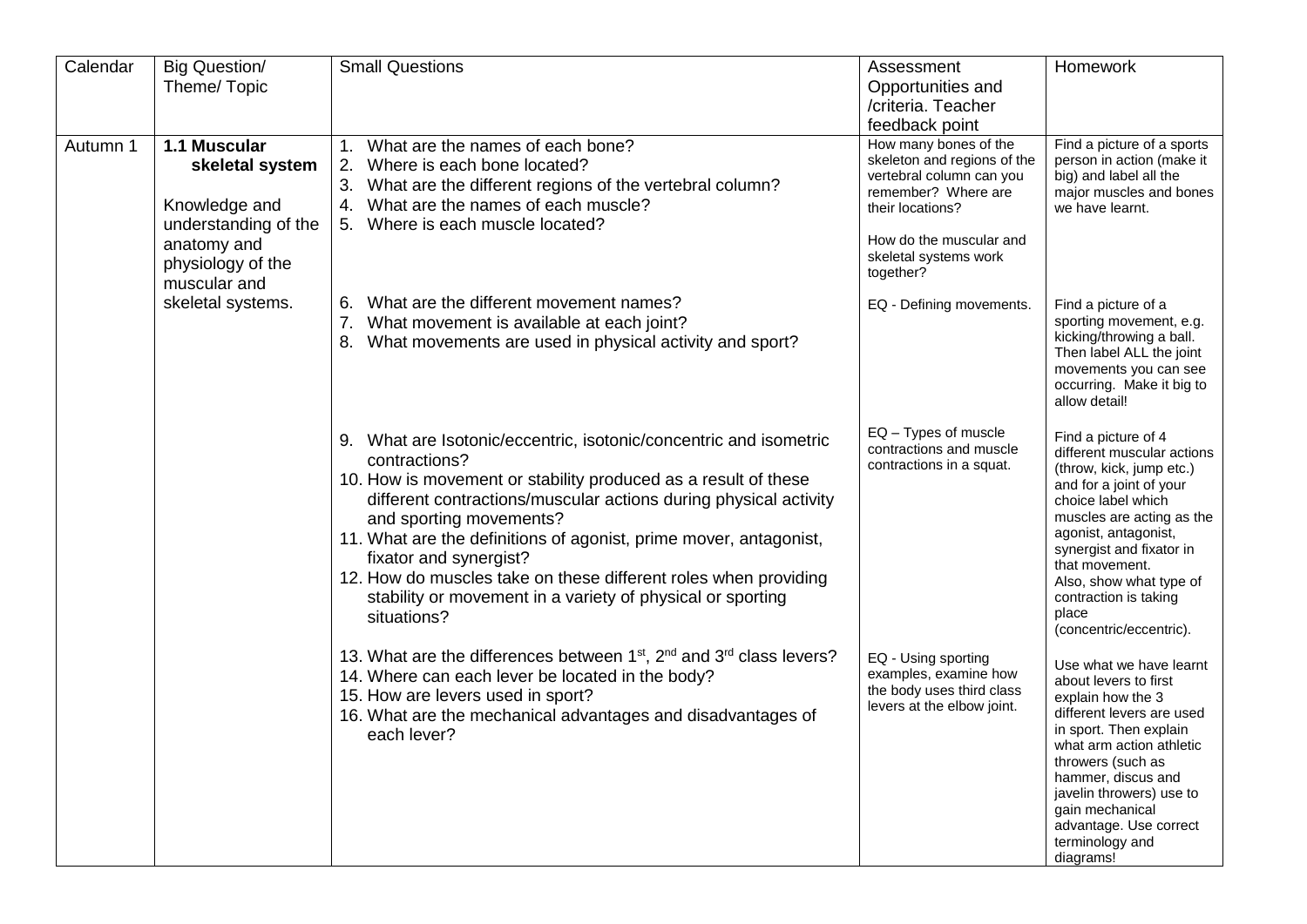| Calendar | Big Question/ Theme/ Topic | Small Questions | Assessment Opportunities and /criteria. Teacher feedback point | Homework |
| --- | --- | --- | --- | --- |
| Autumn 1 | **1.1 Muscular skeletal system**<br><br>Knowledge and understanding of the anatomy and physiology of the muscular and skeletal systems. | 1. What are the names of each bone?<br>2. Where is each bone located?<br>3. What are the different regions of the vertebral column?<br>4. What are the names of each muscle?<br>5. Where is each muscle located? | How many bones of the skeleton and regions of the vertebral column can you remember? Where are their locations?<br><br>How do the muscular and skeletal systems work together? | Find a picture of a sports person in action (make it big) and label all the major muscles and bones we have learnt. |
| | | 6. What are the different movement names?<br>7. What movement is available at each joint?<br>8. What movements are used in physical activity and sport? | EQ - Defining movements. | Find a picture of a sporting movement, e.g. kicking/throwing a ball. Then label ALL the joint movements you can see occurring. Make it big to allow detail! |
| | | 9. What are Isotonic/eccentric, isotonic/concentric and isometric contractions?<br>10. How is movement or stability produced as a result of these different contractions/muscular actions during physical activity and sporting movements?<br>11. What are the definitions of agonist, prime mover, antagonist, fixator and synergist?<br>12. How do muscles take on these different roles when providing stability or movement in a variety of physical or sporting situations? | EQ – Types of muscle contractions and muscle contractions in a squat. | Find a picture of 4 different muscular actions (throw, kick, jump etc.) and for a joint of your choice label which muscles are acting as the agonist, antagonist, synergist and fixator in that movement.<br>Also, show what type of contraction is taking place (concentric/eccentric). |
| | | 13. What are the differences between 1st, 2nd and 3rd class levers?<br>14. Where can each lever be located in the body?<br>15. How are levers used in sport?<br>16. What are the mechanical advantages and disadvantages of each lever? | EQ - Using sporting examples, examine how the body uses third class levers at the elbow joint. | Use what we have learnt about levers to first explain how the 3 different levers are used in sport. Then explain what arm action athletic throwers (such as hammer, discus and javelin throwers) use to gain mechanical advantage. Use correct terminology and diagrams! |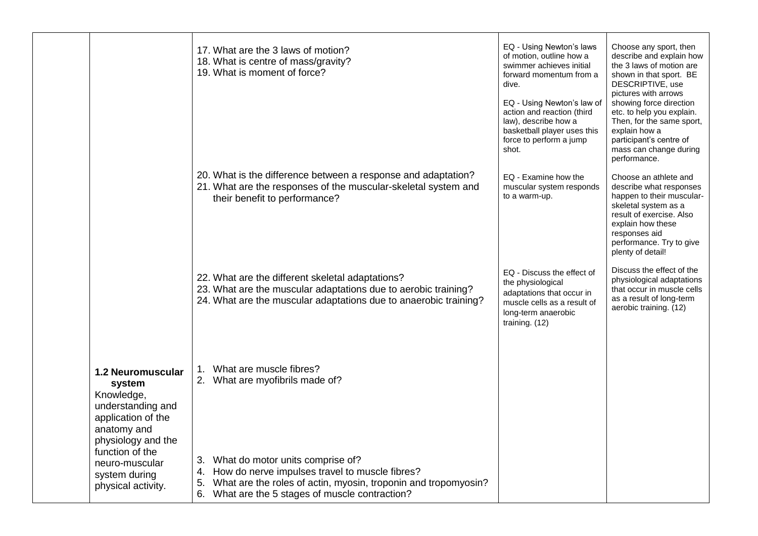| | | | | |
|---|---|---|---|---|
| | | 17. What are the 3 laws of motion?<br>18. What is centre of mass/gravity?<br>19. What is moment of force? | EQ - Using Newton's laws of motion, outline how a swimmer achieves initial forward momentum from a dive.<br><br>EQ - Using Newton's law of action and reaction (third law), describe how a basketball player uses this force to perform a jump shot. | Choose any sport, then describe and explain how the 3 laws of motion are shown in that sport. BE DESCRIPTIVE, use pictures with arrows showing force direction etc. to help you explain. Then, for the same sport, explain how a participant's centre of mass can change during performance. |
| | | 20. What is the difference between a response and adaptation?<br>21. What are the responses of the muscular-skeletal system and their benefit to performance? | EQ - Examine how the muscular system responds to a warm-up. | Choose an athlete and describe what responses happen to their muscular-skeletal system as a result of exercise. Also explain how these responses aid performance. Try to give plenty of detail! |
| | | 22. What are the different skeletal adaptations?<br>23. What are the muscular adaptations due to aerobic training?<br>24. What are the muscular adaptations due to anaerobic training? | EQ - Discuss the effect of the physiological adaptations that occur in muscle cells as a result of long-term anaerobic training. (12) | Discuss the effect of the physiological adaptations that occur in muscle cells as a result of long-term aerobic training. (12) |
| | **1.2 Neuromuscular system**<br>Knowledge, understanding and application of the anatomy and physiology and the function of the neuro-muscular system during physical activity. | 1. What are muscle fibres?<br>2. What are myofibrils made of?<br><br>3. What do motor units comprise of?<br>4. How do nerve impulses travel to muscle fibres?<br>5. What are the roles of actin, myosin, troponin and tropomyosin?<br>6. What are the 5 stages of muscle contraction? | | |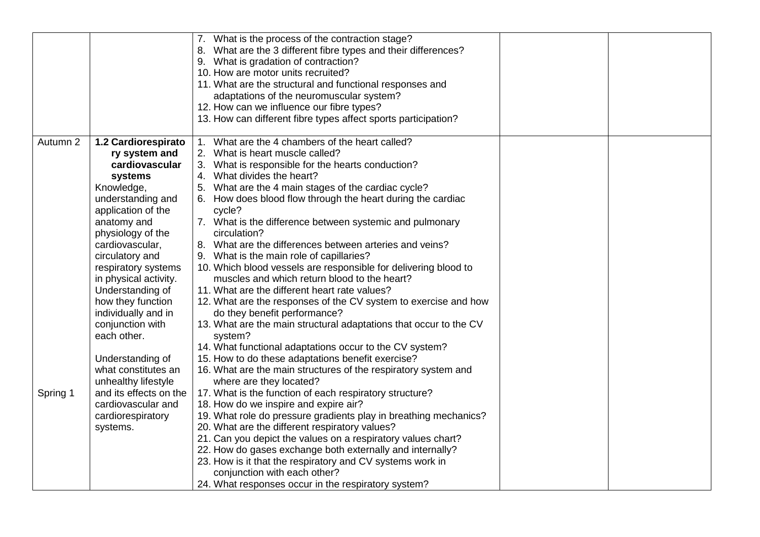| | | | | |
|---|---|---|---|---|
| | | 7. What is the process of the contraction stage?<br>8. What are the 3 different fibre types and their differences?<br>9. What is gradation of contraction?<br>10. How are motor units recruited?<br>11. What are the structural and functional responses and adaptations of the neuromuscular system?<br>12. How can we influence our fibre types?<br>13. How can different fibre types affect sports participation? | | |
| Autumn 2<br><br><br><br><br><br><br><br><br><br><br><br><br><br><br><br><br><br><br>Spring 1 | **1.2 Cardiorespiratory system and cardiovascular systems**<br>Knowledge, understanding and application of the anatomy and physiology of the cardiovascular, circulatory and respiratory systems in physical activity. Understanding of how they function individually and in conjunction with each other.<br><br>Understanding of what constitutes an unhealthy lifestyle and its effects on the cardiovascular and cardiorespiratory systems. | 1. What are the 4 chambers of the heart called?<br>2. What is heart muscle called?<br>3. What is responsible for the hearts conduction?<br>4. What divides the heart?<br>5. What are the 4 main stages of the cardiac cycle?<br>6. How does blood flow through the heart during the cardiac cycle?<br>7. What is the difference between systemic and pulmonary circulation?<br>8. What are the differences between arteries and veins?<br>9. What is the main role of capillaries?<br>10. Which blood vessels are responsible for delivering blood to muscles and which return blood to the heart?<br>11. What are the different heart rate values?<br>12. What are the responses of the CV system to exercise and how do they benefit performance?<br>13. What are the main structural adaptations that occur to the CV system?<br>14. What functional adaptations occur to the CV system?<br>15. How to do these adaptations benefit exercise?<br>16. What are the main structures of the respiratory system and where are they located?<br>17. What is the function of each respiratory structure?<br>18. How do we inspire and expire air?<br>19. What role do pressure gradients play in breathing mechanics?<br>20. What are the different respiratory values?<br>21. Can you depict the values on a respiratory values chart?<br>22. How do gases exchange both externally and internally?<br>23. How is it that the respiratory and CV systems work in conjunction with each other?<br>24. What responses occur in the respiratory system? | | |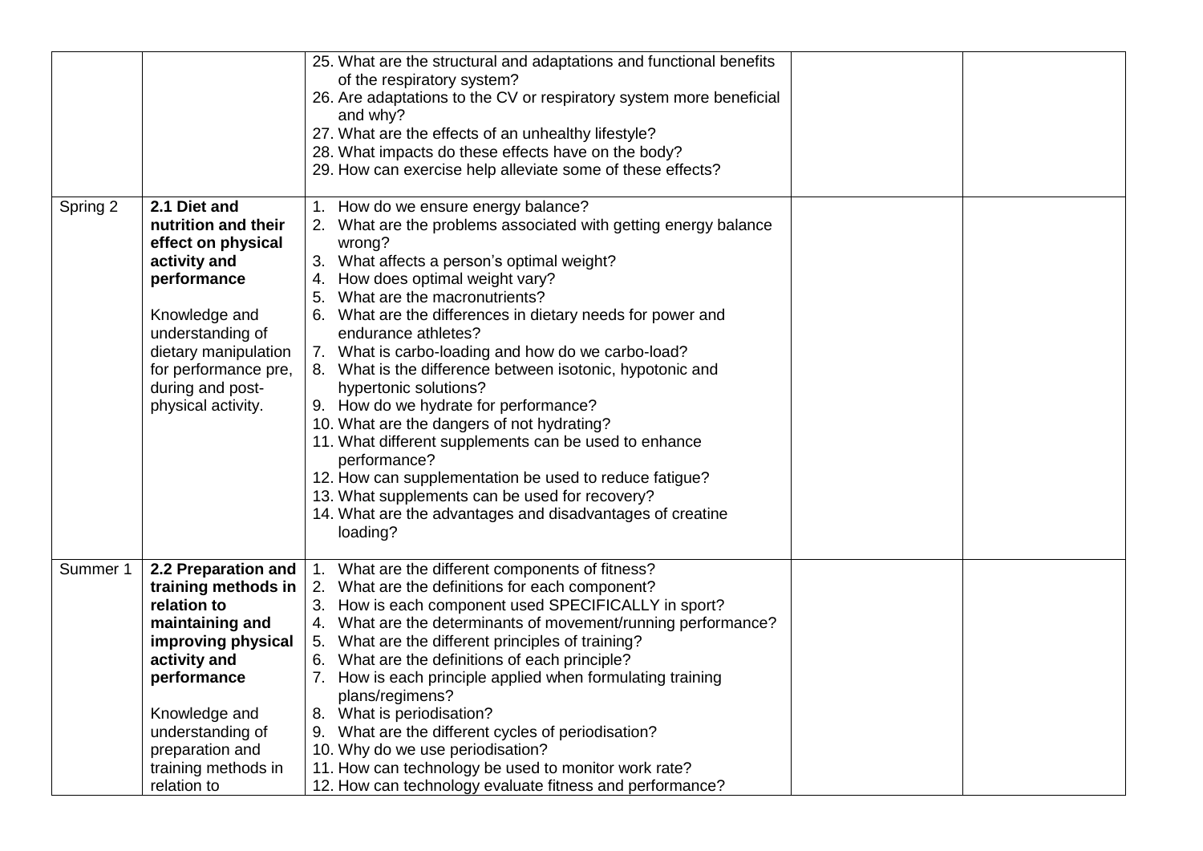| | | | | |
|---|---|---|---|---|
| | | 25. What are the structural and adaptations and functional benefits of the respiratory system?<br>26. Are adaptations to the CV or respiratory system more beneficial and why?<br>27. What are the effects of an unhealthy lifestyle?<br>28. What impacts do these effects have on the body?<br>29. How can exercise help alleviate some of these effects? | | |
| Spring 2 | **2.1 Diet and nutrition and their effect on physical activity and performance**<br><br>Knowledge and understanding of dietary manipulation for performance pre, during and post-physical activity. | 1. How do we ensure energy balance?<br>2. What are the problems associated with getting energy balance wrong?<br>3. What affects a person's optimal weight?<br>4. How does optimal weight vary?<br>5. What are the macronutrients?<br>6. What are the differences in dietary needs for power and endurance athletes?<br>7. What is carbo-loading and how do we carbo-load?<br>8. What is the difference between isotonic, hypotonic and hypertonic solutions?<br>9. How do we hydrate for performance?<br>10. What are the dangers of not hydrating?<br>11. What different supplements can be used to enhance performance?<br>12. How can supplementation be used to reduce fatigue?<br>13. What supplements can be used for recovery?<br>14. What are the advantages and disadvantages of creatine loading? | | |
| Summer 1 | **2.2 Preparation and training methods in relation to maintaining and improving physical activity and performance**<br><br>Knowledge and understanding of preparation and training methods in relation to | 1. What are the different components of fitness?<br>2. What are the definitions for each component?<br>3. How is each component used SPECIFICALLY in sport?<br>4. What are the determinants of movement/running performance?<br>5. What are the different principles of training?<br>6. What are the definitions of each principle?<br>7. How is each principle applied when formulating training plans/regimens?<br>8. What is periodisation?<br>9. What are the different cycles of periodisation?<br>10. Why do we use periodisation?<br>11. How can technology be used to monitor work rate?<br>12. How can technology evaluate fitness and performance? | | |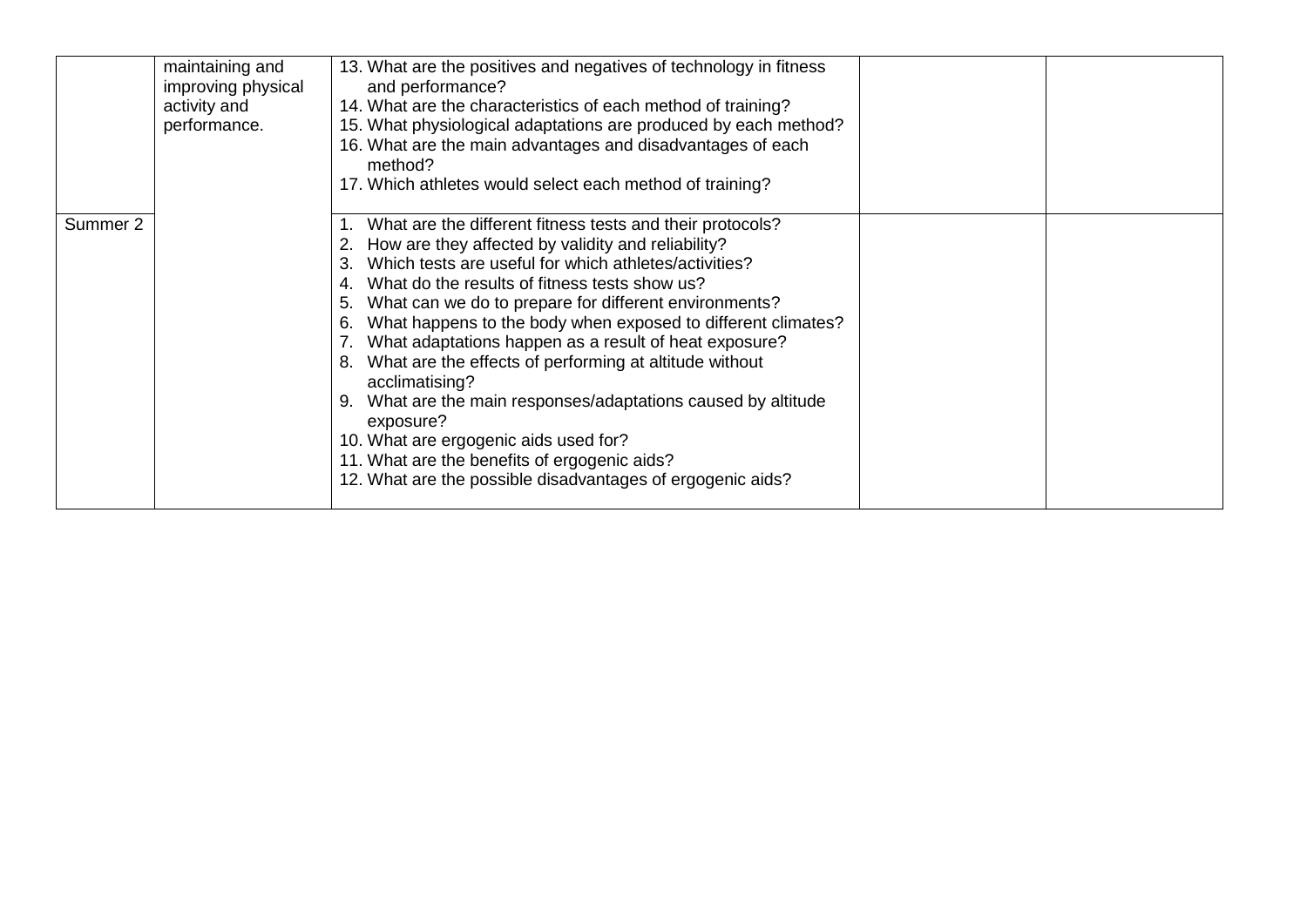| | | | | |
|---|---|---|---|---|
| | maintaining and improving physical activity and performance. | 13. What are the positives and negatives of technology in fitness and performance?<br>14. What are the characteristics of each method of training?<br>15. What physiological adaptations are produced by each method?<br>16. What are the main advantages and disadvantages of each method?<br>17. Which athletes would select each method of training? | | |
| Summer 2 | | 1. What are the different fitness tests and their protocols?<br>2. How are they affected by validity and reliability?<br>3. Which tests are useful for which athletes/activities?<br>4. What do the results of fitness tests show us?<br>5. What can we do to prepare for different environments?<br>6. What happens to the body when exposed to different climates?<br>7. What adaptations happen as a result of heat exposure?<br>8. What are the effects of performing at altitude without acclimatising?<br>9. What are the main responses/adaptations caused by altitude exposure?<br>10. What are ergogenic aids used for?<br>11. What are the benefits of ergogenic aids?<br>12. What are the possible disadvantages of ergogenic aids? | | |